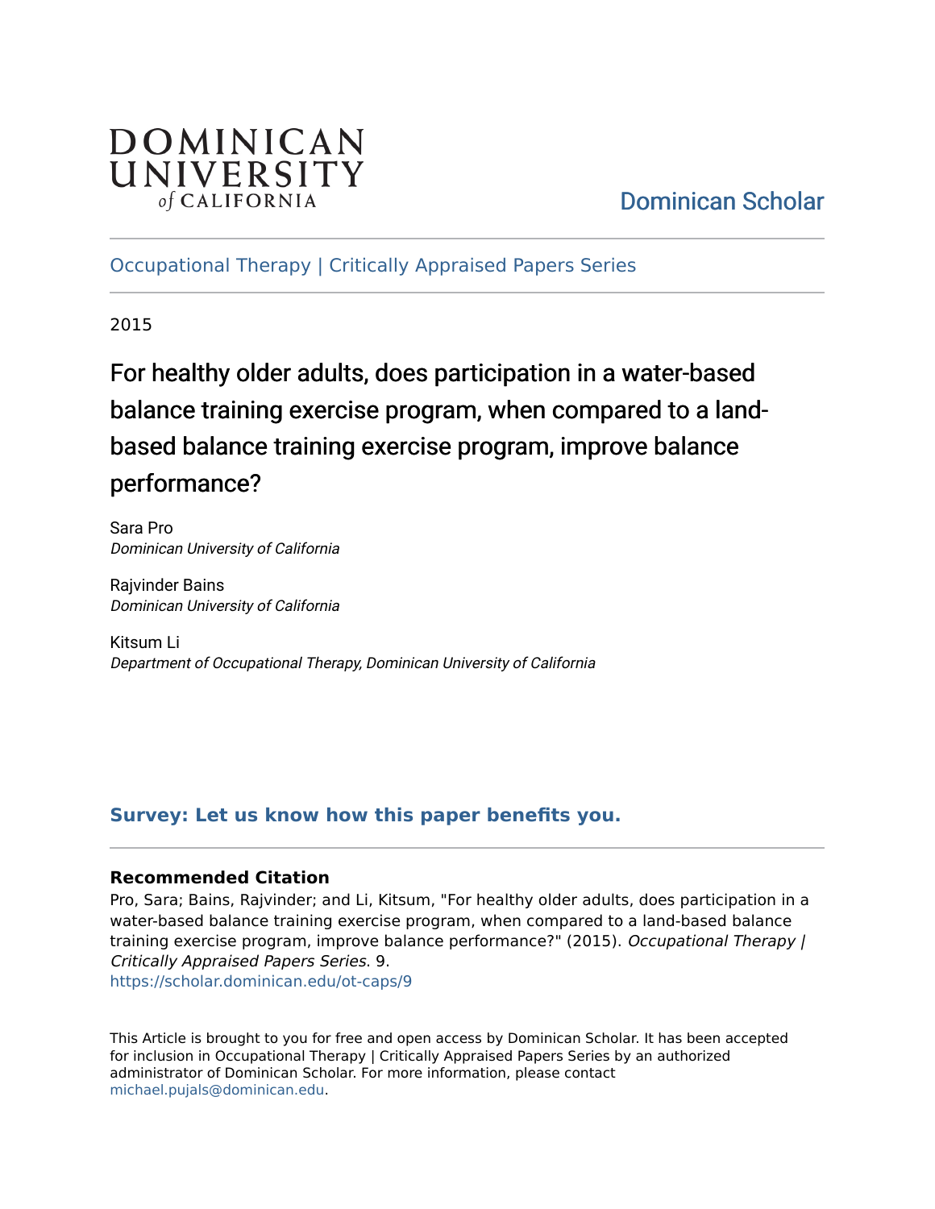DOMINICAN UNIVERSITY of CALIFORNIA

Dominican Scholar

Occupational Therapy | Critically Appraised Papers Series

2015

# For healthy older adults, does participation in a water-based balance training exercise program, when compared to a land-based balance training exercise program, improve balance performance?

Sara Pro
*Dominican University of California*

Rajvinder Bains
*Dominican University of California*

Kitsum Li
*Department of Occupational Therapy, Dominican University of California*

**Survey: Let us know how this paper benefits you.**

### Recommended Citation

Pro, Sara; Bains, Rajvinder; and Li, Kitsum, "For healthy older adults, does participation in a water-based balance training exercise program, when compared to a land-based balance training exercise program, improve balance performance?" (2015). *Occupational Therapy | Critically Appraised Papers Series*. 9.
https://scholar.dominican.edu/ot-caps/9

This Article is brought to you for free and open access by Dominican Scholar. It has been accepted for inclusion in Occupational Therapy | Critically Appraised Papers Series by an authorized administrator of Dominican Scholar. For more information, please contact michael.pujals@dominican.edu.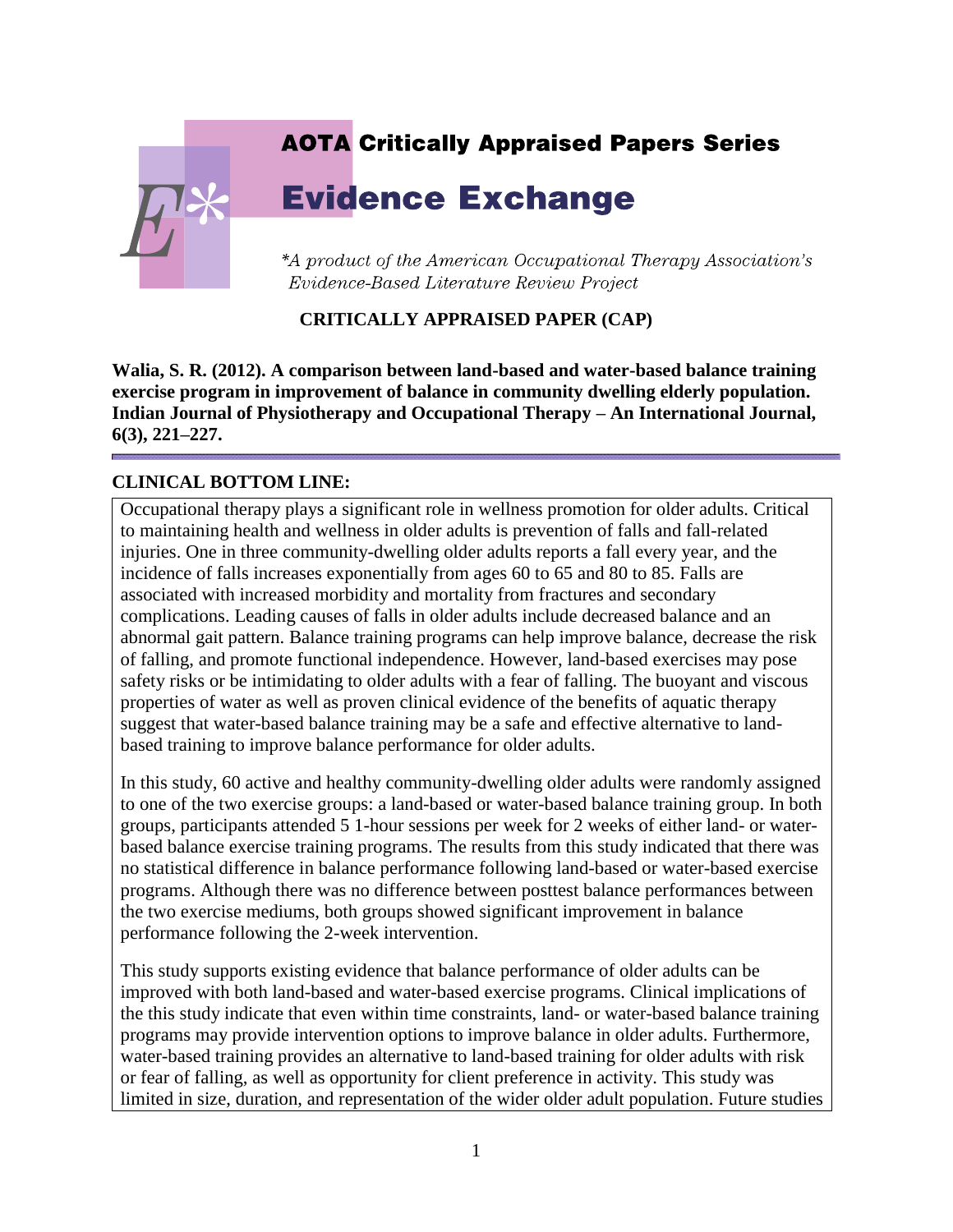**AOTA Critically Appraised Papers Series**

# Evidence Exchange

*\*A product of the American Occupational Therapy Association's Evidence-Based Literature Review Project*

## CRITICALLY APPRAISED PAPER (CAP)

**Walia, S. R. (2012). A comparison between land-based and water-based balance training exercise program in improvement of balance in community dwelling elderly population. Indian Journal of Physiotherapy and Occupational Therapy – An International Journal, 6(3), 221–227.**

---

## CLINICAL BOTTOM LINE:

Occupational therapy plays a significant role in wellness promotion for older adults. Critical to maintaining health and wellness in older adults is prevention of falls and fall-related injuries. One in three community-dwelling older adults reports a fall every year, and the incidence of falls increases exponentially from ages 60 to 65 and 80 to 85. Falls are associated with increased morbidity and mortality from fractures and secondary complications. Leading causes of falls in older adults include decreased balance and an abnormal gait pattern. Balance training programs can help improve balance, decrease the risk of falling, and promote functional independence. However, land-based exercises may pose safety risks or be intimidating to older adults with a fear of falling. The buoyant and viscous properties of water as well as proven clinical evidence of the benefits of aquatic therapy suggest that water-based balance training may be a safe and effective alternative to land-based training to improve balance performance for older adults.

In this study, 60 active and healthy community-dwelling older adults were randomly assigned to one of the two exercise groups: a land-based or water-based balance training group. In both groups, participants attended 5 1-hour sessions per week for 2 weeks of either land- or water-based balance exercise training programs. The results from this study indicated that there was no statistical difference in balance performance following land-based or water-based exercise programs. Although there was no difference between posttest balance performances between the two exercise mediums, both groups showed significant improvement in balance performance following the 2-week intervention.

This study supports existing evidence that balance performance of older adults can be improved with both land-based and water-based exercise programs. Clinical implications of the this study indicate that even within time constraints, land- or water-based balance training programs may provide intervention options to improve balance in older adults. Furthermore, water-based training provides an alternative to land-based training for older adults with risk or fear of falling, as well as opportunity for client preference in activity. This study was limited in size, duration, and representation of the wider older adult population. Future studies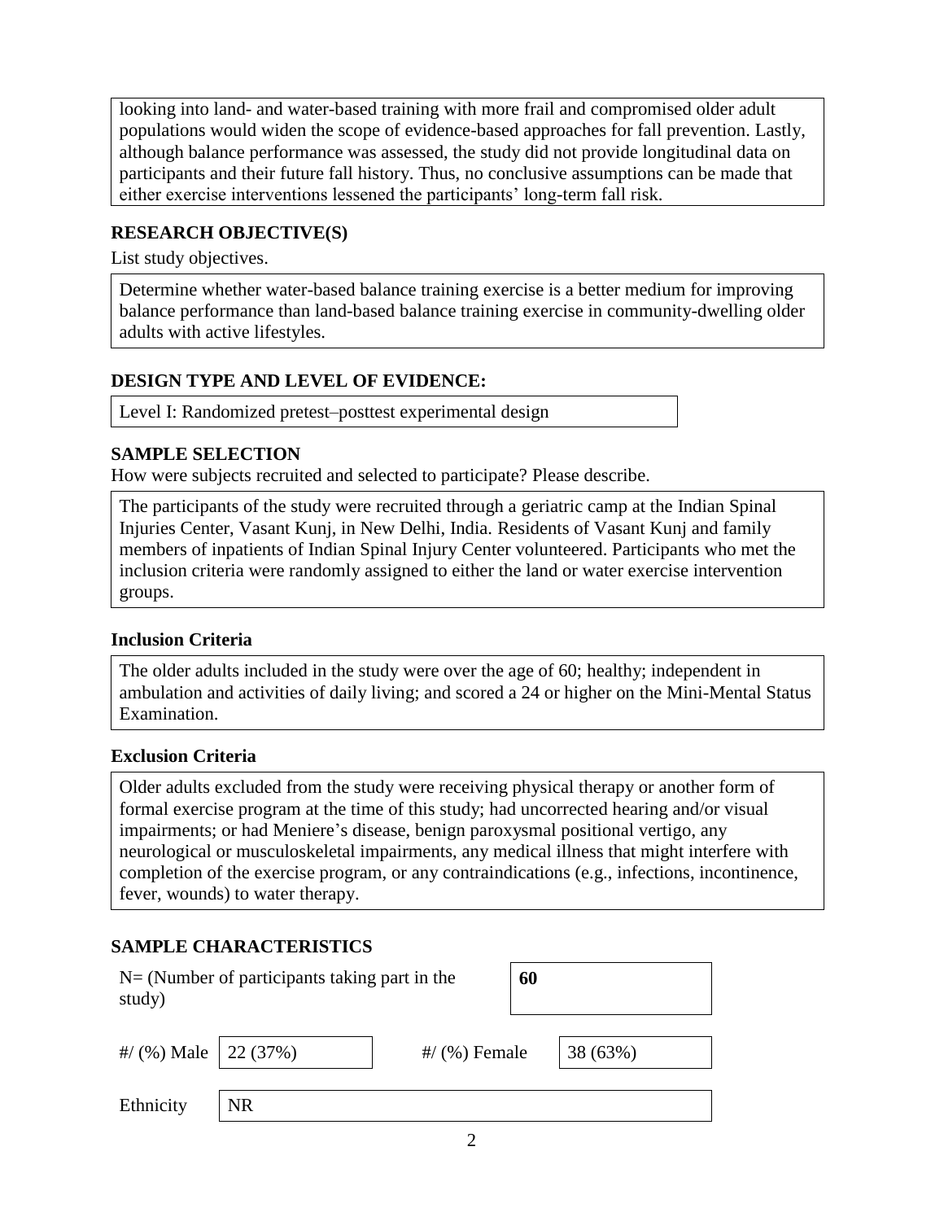looking into land- and water-based training with more frail and compromised older adult populations would widen the scope of evidence-based approaches for fall prevention. Lastly, although balance performance was assessed, the study did not provide longitudinal data on participants and their future fall history. Thus, no conclusive assumptions can be made that either exercise interventions lessened the participants' long-term fall risk.

## RESEARCH OBJECTIVE(S)

List study objectives.

Determine whether water-based balance training exercise is a better medium for improving balance performance than land-based balance training exercise in community-dwelling older adults with active lifestyles.

## DESIGN TYPE AND LEVEL OF EVIDENCE:

Level I: Randomized pretest–posttest experimental design

## SAMPLE SELECTION

How were subjects recruited and selected to participate? Please describe.

The participants of the study were recruited through a geriatric camp at the Indian Spinal Injuries Center, Vasant Kunj, in New Delhi, India. Residents of Vasant Kunj and family members of inpatients of Indian Spinal Injury Center volunteered. Participants who met the inclusion criteria were randomly assigned to either the land or water exercise intervention groups.

### Inclusion Criteria

The older adults included in the study were over the age of 60; healthy; independent in ambulation and activities of daily living; and scored a 24 or higher on the Mini-Mental Status Examination.

### Exclusion Criteria

Older adults excluded from the study were receiving physical therapy or another form of formal exercise program at the time of this study; had uncorrected hearing and/or visual impairments; or had Meniere's disease, benign paroxysmal positional vertigo, any neurological or musculoskeletal impairments, any medical illness that might interfere with completion of the exercise program, or any contraindications (e.g., infections, incontinence, fever, wounds) to water therapy.

## SAMPLE CHARACTERISTICS

| | |
|---|---|
| N= (Number of participants taking part in the study) | **60** |

| | | | |
|---|---|---|---|
| #/ (%) Male | 22 (37%) | #/ (%) Female | 38 (63%) |
| Ethnicity | NR | | |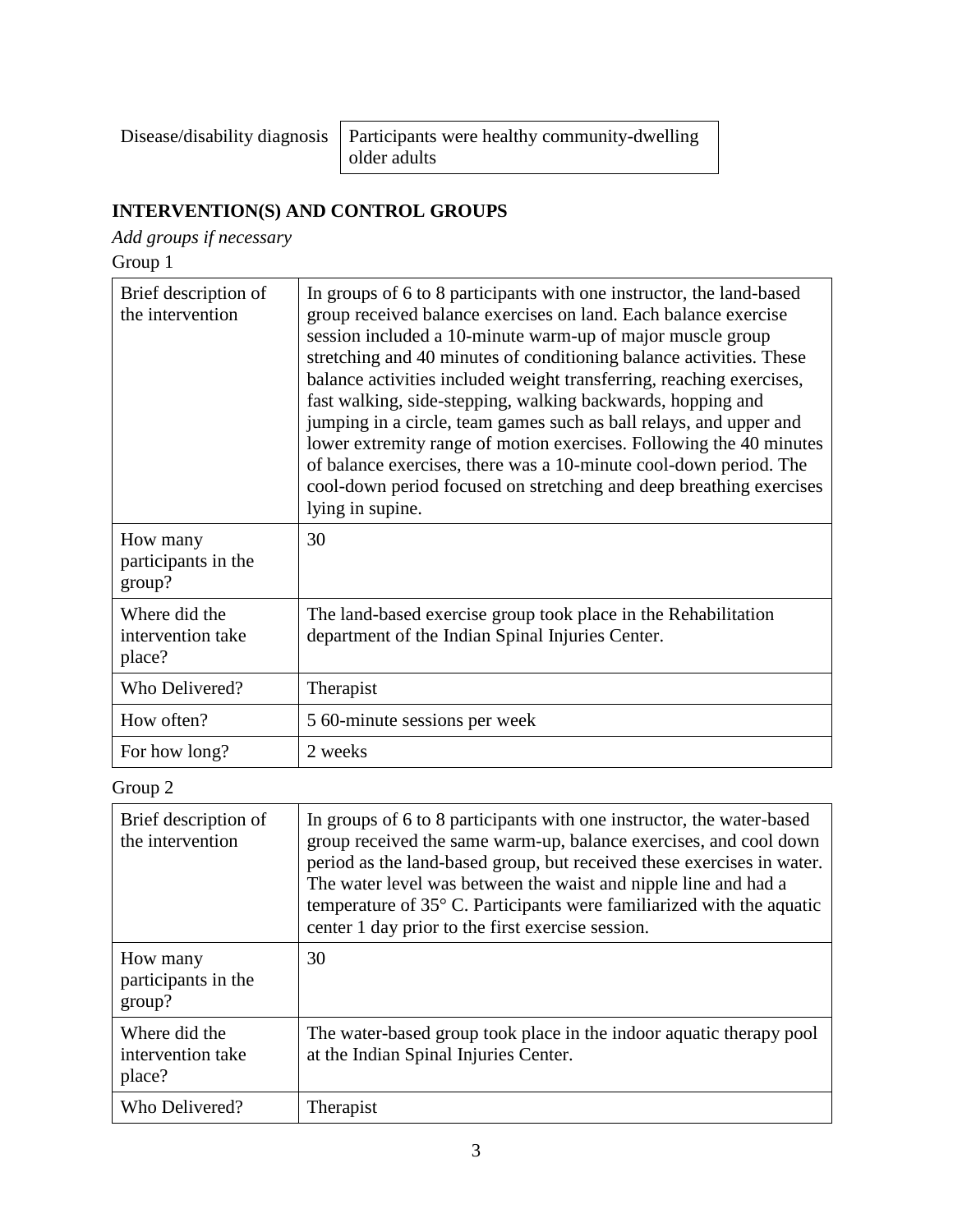| Disease/disability diagnosis | Participants were healthy community-dwelling older adults |
| --- | --- |

## INTERVENTION(S) AND CONTROL GROUPS

*Add groups if necessary*

Group 1

| Brief description of the intervention | In groups of 6 to 8 participants with one instructor, the land-based group received balance exercises on land. Each balance exercise session included a 10-minute warm-up of major muscle group stretching and 40 minutes of conditioning balance activities. These balance activities included weight transferring, reaching exercises, fast walking, side-stepping, walking backwards, hopping and jumping in a circle, team games such as ball relays, and upper and lower extremity range of motion exercises. Following the 40 minutes of balance exercises, there was a 10-minute cool-down period. The cool-down period focused on stretching and deep breathing exercises lying in supine. |
| --- | --- |
| How many participants in the group? | 30 |
| Where did the intervention take place? | The land-based exercise group took place in the Rehabilitation department of the Indian Spinal Injuries Center. |
| Who Delivered? | Therapist |
| How often? | 5 60-minute sessions per week |
| For how long? | 2 weeks |

Group 2

| Brief description of the intervention | In groups of 6 to 8 participants with one instructor, the water-based group received the same warm-up, balance exercises, and cool down period as the land-based group, but received these exercises in water. The water level was between the waist and nipple line and had a temperature of 35° C. Participants were familiarized with the aquatic center 1 day prior to the first exercise session. |
| --- | --- |
| How many participants in the group? | 30 |
| Where did the intervention take place? | The water-based group took place in the indoor aquatic therapy pool at the Indian Spinal Injuries Center. |
| Who Delivered? | Therapist |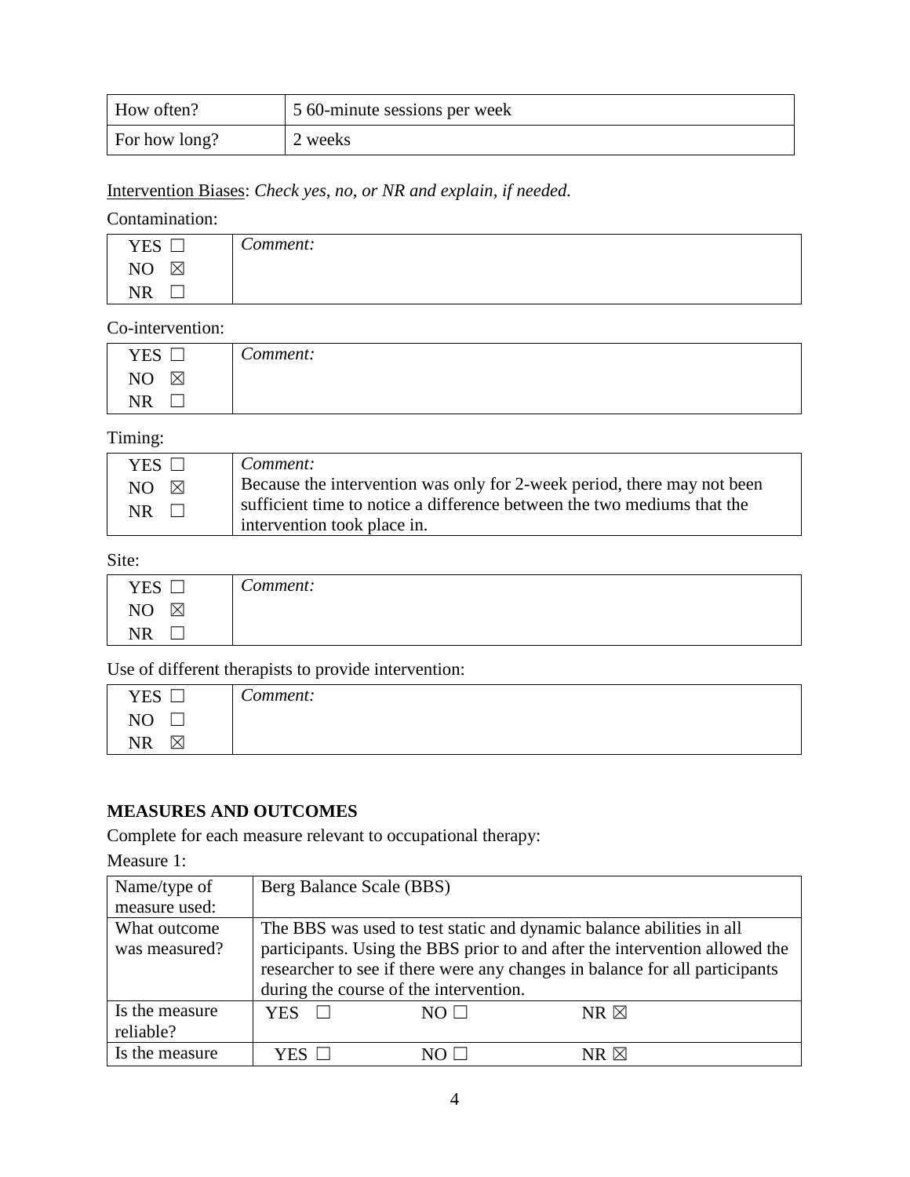| How often? | 5 60-minute sessions per week |
|---|---|
| For how long? | 2 weeks |

Intervention Biases: *Check yes, no, or NR and explain, if needed.*

Contamination:

| YES ☐ NO ☒ NR ☐ | *Comment:* |
|---|---|

Co-intervention:

| YES ☐ NO ☒ NR ☐ | *Comment:* |
|---|---|

Timing:

| YES ☐ NO ☒ NR ☐ | *Comment:* Because the intervention was only for 2-week period, there may not been sufficient time to notice a difference between the two mediums that the intervention took place in. |
|---|---|

Site:

| YES ☐ NO ☒ NR ☐ | *Comment:* |
|---|---|

Use of different therapists to provide intervention:

| YES ☐ NO ☐ NR ☒ | *Comment:* |
|---|---|

**MEASURES AND OUTCOMES**

Complete for each measure relevant to occupational therapy:

Measure 1:

| Name/type of measure used: | Berg Balance Scale (BBS) | | |
|---|---|---|---|
| What outcome was measured? | The BBS was used to test static and dynamic balance abilities in all participants. Using the BBS prior to and after the intervention allowed the researcher to see if there were any changes in balance for all participants during the course of the intervention. | | |
| Is the measure reliable? | YES ☐ | NO ☐ | NR ☒ |
| Is the measure | YES ☐ | NO ☐ | NR ☒ |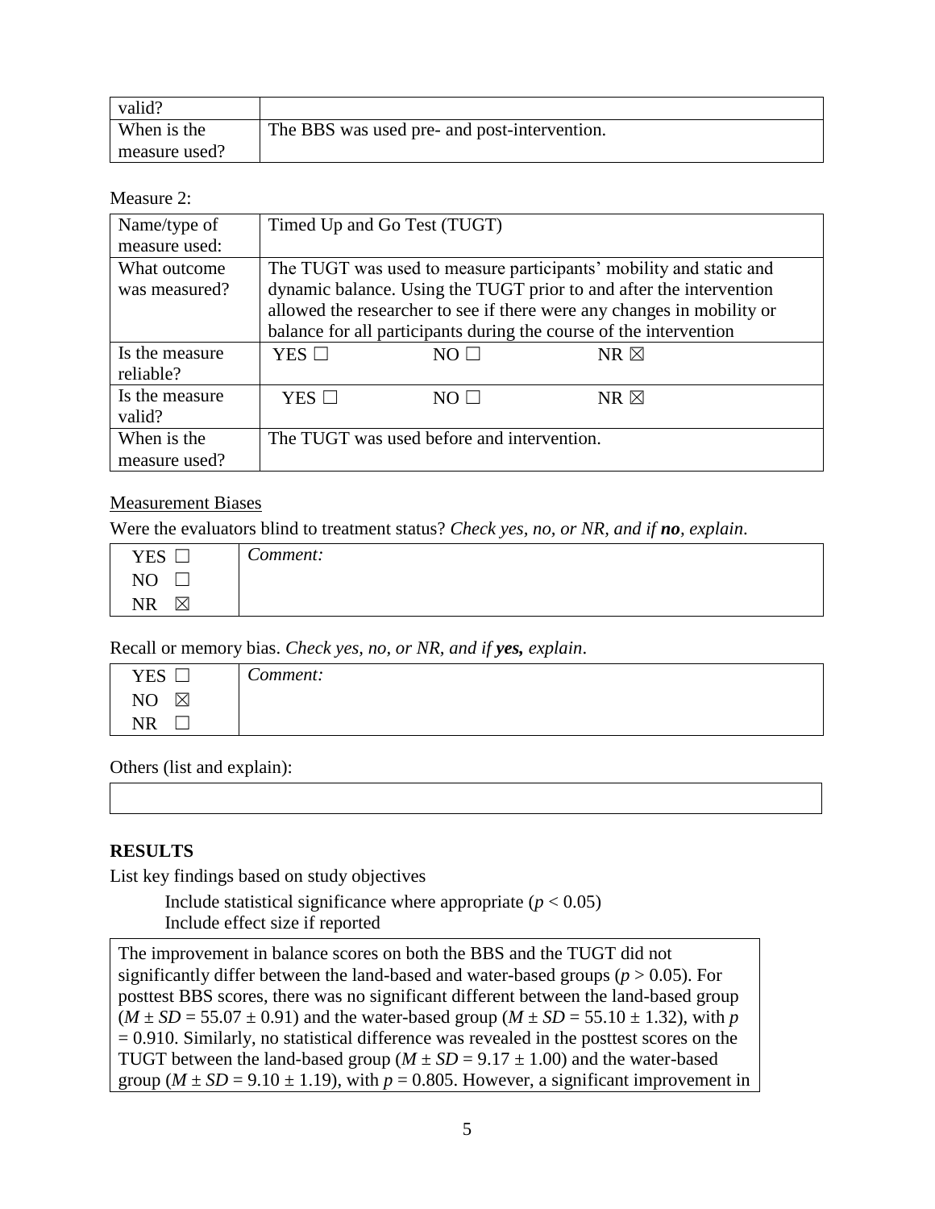| valid? | |
|---|---|
| When is the measure used? | The BBS was used pre- and post-intervention. |

Measure 2:

| Name/type of measure used: | Timed Up and Go Test (TUGT) |
|---|---|
| What outcome was measured? | The TUGT was used to measure participants' mobility and static and dynamic balance. Using the TUGT prior to and after the intervention allowed the researcher to see if there were any changes in mobility or balance for all participants during the course of the intervention |
| Is the measure reliable? | YES ☐ NO ☐ NR ☒ |
| Is the measure valid? | YES ☐ NO ☐ NR ☒ |
| When is the measure used? | The TUGT was used before and intervention. |

Measurement Biases

Were the evaluators blind to treatment status? *Check yes, no, or NR, and if **no**, explain.*

| YES ☐<br>NO ☐<br>NR ☒ | *Comment:* |
|---|---|

Recall or memory bias. *Check yes, no, or NR, and if **yes,** explain*.

| YES ☐<br>NO ☒<br>NR ☐ | *Comment:* |
|---|---|

Others (list and explain):

| |
|---|

**RESULTS**

List key findings based on study objectives

Include statistical significance where appropriate ($p < 0.05$)
Include effect size if reported

| The improvement in balance scores on both the BBS and the TUGT did not significantly differ between the land-based and water-based groups ($p > 0.05$). For posttest BBS scores, there was no significant different between the land-based group ($M \pm SD = 55.07 \pm 0.91$) and the water-based group ($M \pm SD = 55.10 \pm 1.32$), with $p = 0.910$. Similarly, no statistical difference was revealed in the posttest scores on the TUGT between the land-based group ($M \pm SD = 9.17 \pm 1.00$) and the water-based group ($M \pm SD = 9.10 \pm 1.19$), with $p = 0.805$. However, a significant improvement in |
|---|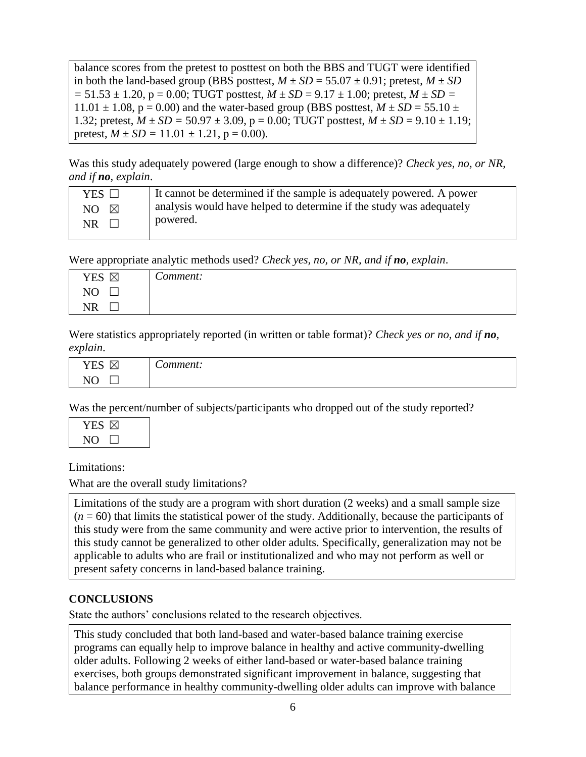balance scores from the pretest to posttest on both the BBS and TUGT were identified in both the land-based group (BBS posttest, $M \pm SD = 55.07 \pm 0.91$; pretest, $M \pm SD = 51.53 \pm 1.20$, $p = 0.00$; TUGT posttest, $M \pm SD = 9.17 \pm 1.00$; pretest, $M \pm SD = 11.01 \pm 1.08$, $p = 0.00$) and the water-based group (BBS posttest, $M \pm SD = 55.10 \pm 1.32$; pretest, $M \pm SD = 50.97 \pm 3.09$, $p = 0.00$; TUGT posttest, $M \pm SD = 9.10 \pm 1.19$; pretest, $M \pm SD = 11.01 \pm 1.21$, $p = 0.00$).

Was this study adequately powered (large enough to show a difference)? *Check yes, no, or NR, and if **no**, explain*.

| | |
|---|---|
| YES ☐<br>NO ☒<br>NR ☐ | It cannot be determined if the sample is adequately powered. A power analysis would have helped to determine if the study was adequately powered. |

Were appropriate analytic methods used? *Check yes, no, or NR, and if **no**, explain*.

| | |
|---|---|
| YES ☒<br>NO ☐<br>NR ☐ | *Comment:* |

Were statistics appropriately reported (in written or table format)? *Check yes or no, and if **no**, explain*.

| | |
|---|---|
| YES ☒<br>NO ☐ | *Comment:* |

Was the percent/number of subjects/participants who dropped out of the study reported?

| |
|---|
| YES ☒<br>NO ☐ |

Limitations:

What are the overall study limitations?

Limitations of the study are a program with short duration (2 weeks) and a small sample size ($n = 60$) that limits the statistical power of the study. Additionally, because the participants of this study were from the same community and were active prior to intervention, the results of this study cannot be generalized to other older adults. Specifically, generalization may not be applicable to adults who are frail or institutionalized and who may not perform as well or present safety concerns in land-based balance training.

## CONCLUSIONS

State the authors' conclusions related to the research objectives.

This study concluded that both land-based and water-based balance training exercise programs can equally help to improve balance in healthy and active community-dwelling older adults. Following 2 weeks of either land-based or water-based balance training exercises, both groups demonstrated significant improvement in balance, suggesting that balance performance in healthy community-dwelling older adults can improve with balance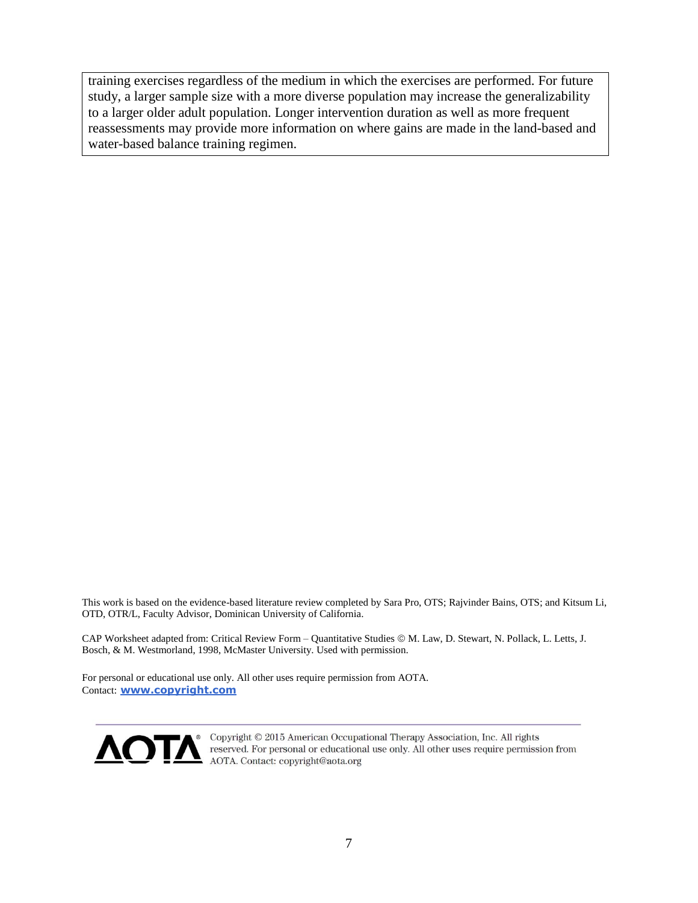training exercises regardless of the medium in which the exercises are performed. For future study, a larger sample size with a more diverse population may increase the generalizability to a larger older adult population. Longer intervention duration as well as more frequent reassessments may provide more information on where gains are made in the land-based and water-based balance training regimen.

This work is based on the evidence-based literature review completed by Sara Pro, OTS; Rajvinder Bains, OTS; and Kitsum Li, OTD, OTR/L, Faculty Advisor, Dominican University of California.

CAP Worksheet adapted from: Critical Review Form – Quantitative Studies © M. Law, D. Stewart, N. Pollack, L. Letts, J. Bosch, & M. Westmorland, 1998, McMaster University. Used with permission.

For personal or educational use only. All other uses require permission from AOTA.
Contact: **www.copyright.com**

AOTA® Copyright © 2015 American Occupational Therapy Association, Inc. All rights reserved. For personal or educational use only. All other uses require permission from AOTA. Contact: copyright@aota.org